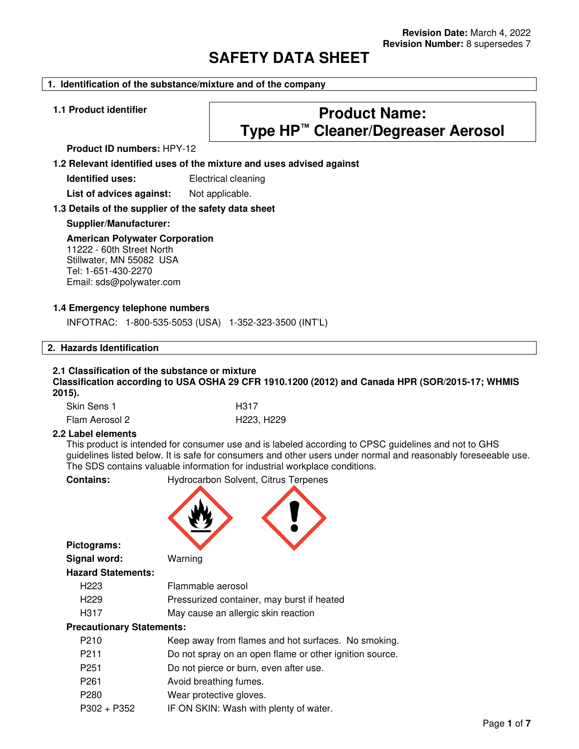**Revision Date:** March 4, 2022
**Revision Number:** 8 supersedes 7

# SAFETY DATA SHEET

## 1. Identification of the substance/mixture and of the company

### 1.1 Product identifier

**Product Name:**
**Type HP™ Cleaner/Degreaser Aerosol**

**Product ID numbers:** HPY-12

### 1.2 Relevant identified uses of the mixture and uses advised against

**Identified uses:** Electrical cleaning

**List of advices against:** Not applicable.

### 1.3 Details of the supplier of the safety data sheet

**Supplier/Manufacturer:**

**American Polywater Corporation**
11222 - 60th Street North
Stillwater, MN 55082 USA
Tel: 1-651-430-2270
Email: sds@polywater.com

### 1.4 Emergency telephone numbers

INFOTRAC: 1-800-535-5053 (USA) 1-352-323-3500 (INT'L)

## 2. Hazards Identification

### 2.1 Classification of the substance or mixture

**Classification according to USA OSHA 29 CFR 1910.1200 (2012) and Canada HPR (SOR/2015-17; WHMIS 2015).**

| | |
|---|---|
| Skin Sens 1 | H317 |
| Flam Aerosol 2 | H223, H229 |

### 2.2 Label elements

This product is intended for consumer use and is labeled according to CPSC guidelines and not to GHS guidelines listed below. It is safe for consumers and other users under normal and reasonably foreseeable use. The SDS contains valuable information for industrial workplace conditions.

**Contains:** Hydrocarbon Solvent, Citrus Terpenes

**Pictograms:**

**Signal word:** Warning

**Hazard Statements:**

| | |
|---|---|
| H223 | Flammable aerosol |
| H229 | Pressurized container, may burst if heated |
| H317 | May cause an allergic skin reaction |

**Precautionary Statements:**

| | |
|---|---|
| P210 | Keep away from flames and hot surfaces. No smoking. |
| P211 | Do not spray on an open flame or other ignition source. |
| P251 | Do not pierce or burn, even after use. |
| P261 | Avoid breathing fumes. |
| P280 | Wear protective gloves. |
| P302 + P352 | IF ON SKIN: Wash with plenty of water. |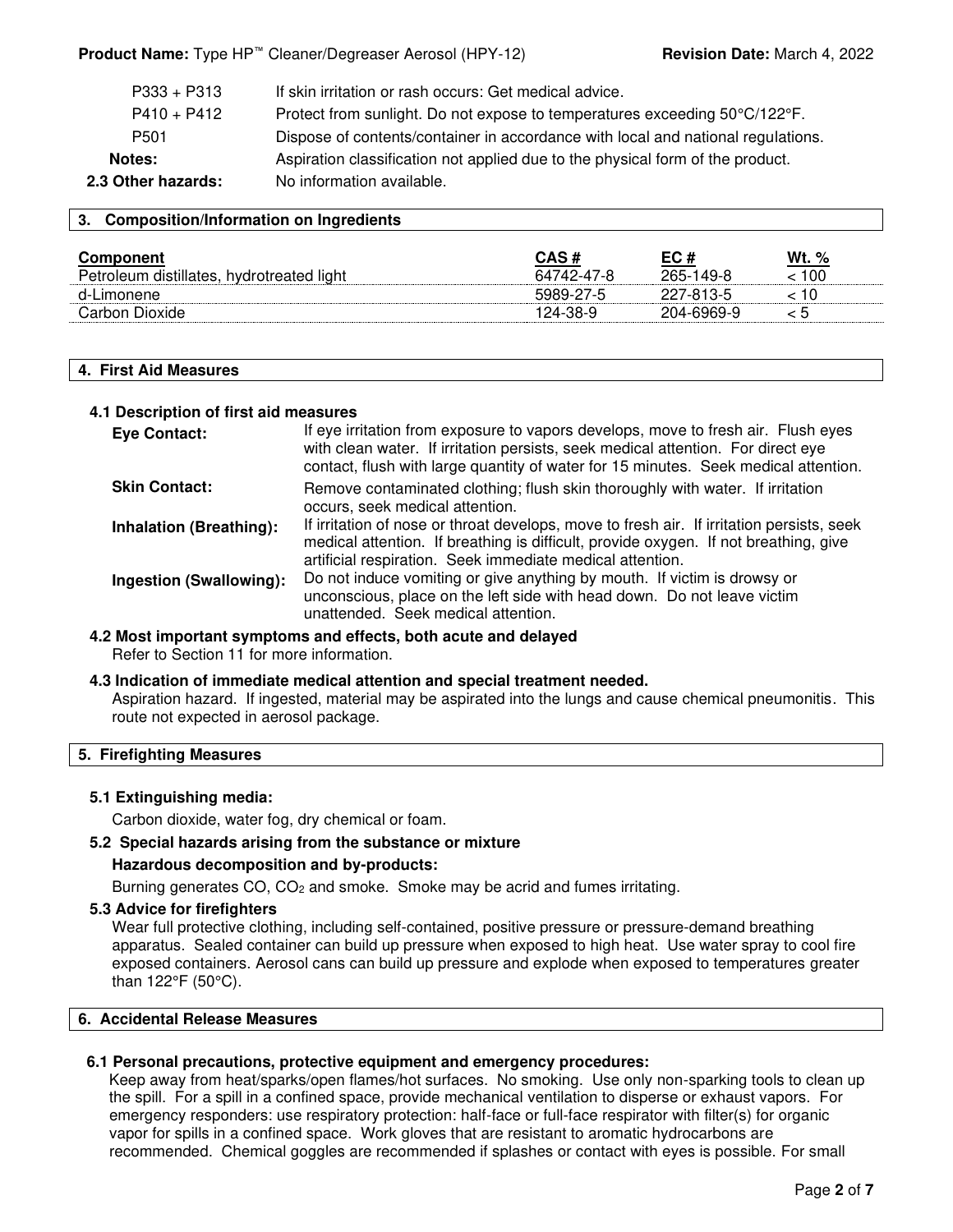| | |
|---|---|
| P333 + P313 | If skin irritation or rash occurs: Get medical advice. |
| P410 + P412 | Protect from sunlight. Do not expose to temperatures exceeding 50°C/122°F. |
| P501 | Dispose of contents/container in accordance with local and national regulations. |
| **Notes:** | Aspiration classification not applied due to the physical form of the product. |
| **2.3 Other hazards:** | No information available. |

## 3. Composition/Information on Ingredients

| Component | CAS # | EC # | Wt. % |
|---|---|---|---|
| Petroleum distillates, hydrotreated light | 64742-47-8 | 265-149-8 | < 100 |
| d-Limonene | 5989-27-5 | 227-813-5 | < 10 |
| Carbon Dioxide | 124-38-9 | 204-6969-9 | < 5 |

## 4. First Aid Measures

### 4.1 Description of first aid measures

**Eye Contact:** If eye irritation from exposure to vapors develops, move to fresh air. Flush eyes with clean water. If irritation persists, seek medical attention. For direct eye contact, flush with large quantity of water for 15 minutes. Seek medical attention.

**Skin Contact:** Remove contaminated clothing; flush skin thoroughly with water. If irritation occurs, seek medical attention.

**Inhalation (Breathing):** If irritation of nose or throat develops, move to fresh air. If irritation persists, seek medical attention. If breathing is difficult, provide oxygen. If not breathing, give artificial respiration. Seek immediate medical attention.

**Ingestion (Swallowing):** Do not induce vomiting or give anything by mouth. If victim is drowsy or unconscious, place on the left side with head down. Do not leave victim unattended. Seek medical attention.

### 4.2 Most important symptoms and effects, both acute and delayed

Refer to Section 11 for more information.

### 4.3 Indication of immediate medical attention and special treatment needed.

Aspiration hazard. If ingested, material may be aspirated into the lungs and cause chemical pneumonitis. This route not expected in aerosol package.

## 5. Firefighting Measures

### 5.1 Extinguishing media:

Carbon dioxide, water fog, dry chemical or foam.

### 5.2 Special hazards arising from the substance or mixture

**Hazardous decomposition and by-products:**

Burning generates CO, $CO_2$ and smoke. Smoke may be acrid and fumes irritating.

### 5.3 Advice for firefighters

Wear full protective clothing, including self-contained, positive pressure or pressure-demand breathing apparatus. Sealed container can build up pressure when exposed to high heat. Use water spray to cool fire exposed containers. Aerosol cans can build up pressure and explode when exposed to temperatures greater than 122°F (50°C).

## 6. Accidental Release Measures

### 6.1 Personal precautions, protective equipment and emergency procedures:

Keep away from heat/sparks/open flames/hot surfaces. No smoking. Use only non-sparking tools to clean up the spill. For a spill in a confined space, provide mechanical ventilation to disperse or exhaust vapors. For emergency responders: use respiratory protection: half-face or full-face respirator with filter(s) for organic vapor for spills in a confined space. Work gloves that are resistant to aromatic hydrocarbons are recommended. Chemical goggles are recommended if splashes or contact with eyes is possible. For small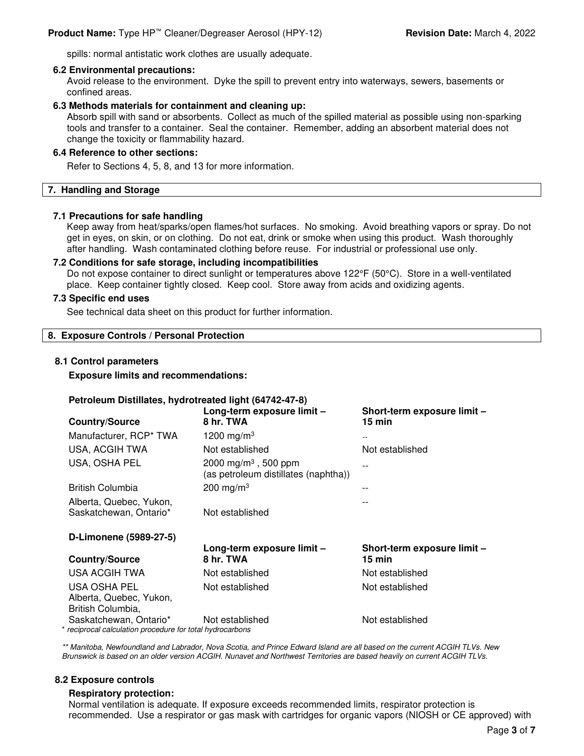spills: normal antistatic work clothes are usually adequate.

### 6.2 Environmental precautions:

Avoid release to the environment. Dyke the spill to prevent entry into waterways, sewers, basements or confined areas.

### 6.3 Methods materials for containment and cleaning up:

Absorb spill with sand or absorbents. Collect as much of the spilled material as possible using non-sparking tools and transfer to a container. Seal the container. Remember, adding an absorbent material does not change the toxicity or flammability hazard.

### 6.4 Reference to other sections:

Refer to Sections 4, 5, 8, and 13 for more information.

## 7. Handling and Storage

### 7.1 Precautions for safe handling

Keep away from heat/sparks/open flames/hot surfaces. No smoking. Avoid breathing vapors or spray. Do not get in eyes, on skin, or on clothing. Do not eat, drink or smoke when using this product. Wash thoroughly after handling. Wash contaminated clothing before reuse. For industrial or professional use only.

### 7.2 Conditions for safe storage, including incompatibilities

Do not expose container to direct sunlight or temperatures above 122°F (50°C). Store in a well-ventilated place. Keep container tightly closed. Keep cool. Store away from acids and oxidizing agents.

### 7.3 Specific end uses

See technical data sheet on this product for further information.

## 8. Exposure Controls / Personal Protection

### 8.1 Control parameters

**Exposure limits and recommendations:**

**Petroleum Distillates, hydrotreated light (64742-47-8)**

| Country/Source | Long-term exposure limit – 8 hr. TWA | Short-term exposure limit – 15 min |
|---|---|---|
| Manufacturer, RCP* TWA | 1200 mg/m$^3$ | -- |
| USA, ACGIH TWA | Not established | Not established |
| USA, OSHA PEL | 2000 mg/m$^3$ , 500 ppm (as petroleum distillates (naphtha)) | -- |
| British Columbia | 200 mg/m$^3$ | -- |
| Alberta, Quebec, Yukon, Saskatchewan, Ontario* | Not established | -- |

**D-Limonene (5989-27-5)**

| Country/Source | Long-term exposure limit – 8 hr. TWA | Short-term exposure limit – 15 min |
|---|---|---|
| USA ACGIH TWA | Not established | Not established |
| USA OSHA PEL | Not established | Not established |
| Alberta, Quebec, Yukon, British Columbia, Saskatchewan, Ontario* | Not established | Not established |

*\* reciprocal calculation procedure for total hydrocarbons*

*\*\* Manitoba, Newfoundland and Labrador, Nova Scotia, and Prince Edward Island are all based on the current ACGIH TLVs. New Brunswick is based on an older version ACGIH. Nunavet and Northwest Territories are based heavily on current ACGIH TLVs.*

### 8.2 Exposure controls

**Respiratory protection:**

Normal ventilation is adequate. If exposure exceeds recommended limits, respirator protection is recommended. Use a respirator or gas mask with cartridges for organic vapors (NIOSH or CE approved) with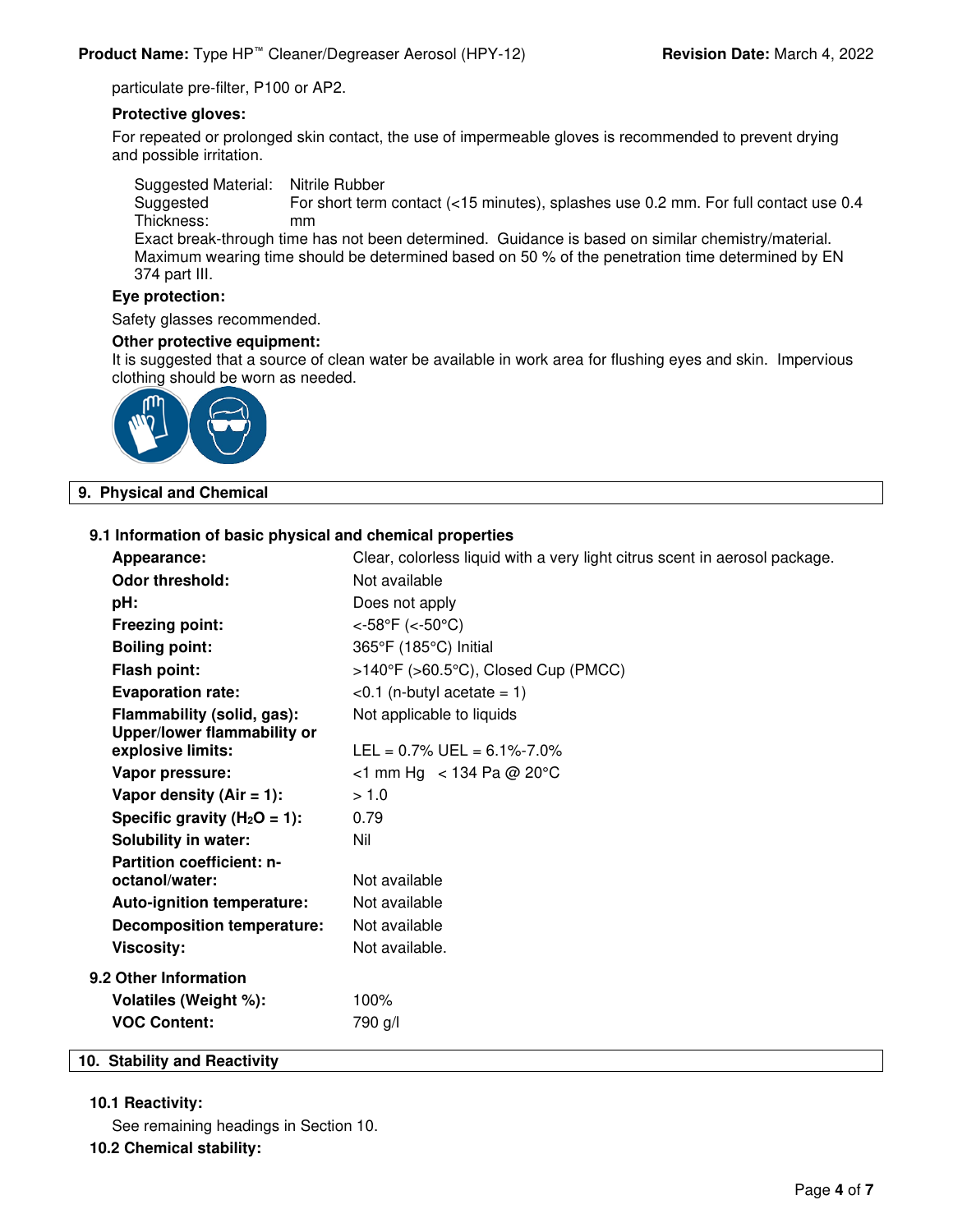particulate pre-filter, P100 or AP2.

**Protective gloves:**

For repeated or prolonged skin contact, the use of impermeable gloves is recommended to prevent drying and possible irritation.

| | |
|---|---|
| Suggested Material: | Nitrile Rubber |
| Suggested Thickness: | For short term contact (<15 minutes), splashes use 0.2 mm. For full contact use 0.4 mm |

Exact break-through time has not been determined. Guidance is based on similar chemistry/material. Maximum wearing time should be determined based on 50 % of the penetration time determined by EN 374 part III.

**Eye protection:**

Safety glasses recommended.

**Other protective equipment:**

It is suggested that a source of clean water be available in work area for flushing eyes and skin. Impervious clothing should be worn as needed.

## 9. Physical and Chemical

### 9.1 Information of basic physical and chemical properties

| | |
|---|---|
| **Appearance:** | Clear, colorless liquid with a very light citrus scent in aerosol package. |
| **Odor threshold:** | Not available |
| **pH:** | Does not apply |
| **Freezing point:** | <-58°F (<-50°C) |
| **Boiling point:** | 365°F (185°C) Initial |
| **Flash point:** | >140°F (>60.5°C), Closed Cup (PMCC) |
| **Evaporation rate:** | <0.1 (n-butyl acetate = 1) |
| **Flammability (solid, gas):** | Not applicable to liquids |
| **Upper/lower flammability or explosive limits:** | LEL = 0.7% UEL = 6.1%-7.0% |
| **Vapor pressure:** | <1 mm Hg < 134 Pa @ 20°C |
| **Vapor density (Air = 1):** | > 1.0 |
| **Specific gravity ($H_2O$ = 1):** | 0.79 |
| **Solubility in water:** | Nil |
| **Partition coefficient: n-octanol/water:** | Not available |
| **Auto-ignition temperature:** | Not available |
| **Decomposition temperature:** | Not available |
| **Viscosity:** | Not available. |

### 9.2 Other Information

| | |
|---|---|
| **Volatiles (Weight %):** | 100% |
| **VOC Content:** | 790 g/l |

## 10. Stability and Reactivity

### 10.1 Reactivity:

See remaining headings in Section 10.

### 10.2 Chemical stability: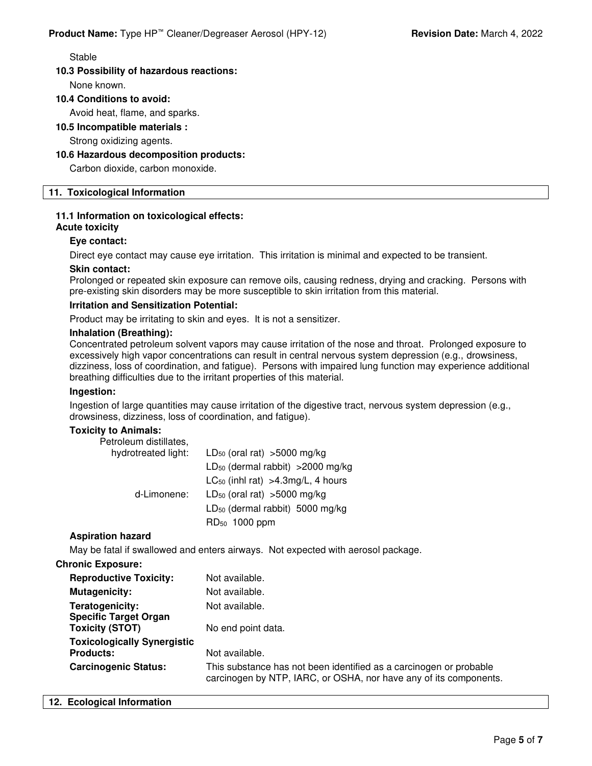Stable

**10.3 Possibility of hazardous reactions:**

None known.

**10.4 Conditions to avoid:**

Avoid heat, flame, and sparks.

**10.5 Incompatible materials :**

Strong oxidizing agents.

**10.6 Hazardous decomposition products:**

Carbon dioxide, carbon monoxide.

## 11. Toxicological Information

### 11.1 Information on toxicological effects:

**Acute toxicity**

**Eye contact:**

Direct eye contact may cause eye irritation. This irritation is minimal and expected to be transient.

**Skin contact:**

Prolonged or repeated skin exposure can remove oils, causing redness, drying and cracking. Persons with pre-existing skin disorders may be more susceptible to skin irritation from this material.

**Irritation and Sensitization Potential:**

Product may be irritating to skin and eyes. It is not a sensitizer.

**Inhalation (Breathing):**

Concentrated petroleum solvent vapors may cause irritation of the nose and throat. Prolonged exposure to excessively high vapor concentrations can result in central nervous system depression (e.g., drowsiness, dizziness, loss of coordination, and fatigue). Persons with impaired lung function may experience additional breathing difficulties due to the irritant properties of this material.

**Ingestion:**

Ingestion of large quantities may cause irritation of the digestive tract, nervous system depression (e.g., drowsiness, dizziness, loss of coordination, and fatigue).

**Toxicity to Animals:**

| | |
|---|---|
| Petroleum distillates, hydrotreated light: | $LD_{50}$ (oral rat) >5000 mg/kg |
| | $LD_{50}$ (dermal rabbit) >2000 mg/kg |
| | $LC_{50}$ (inhl rat) >4.3mg/L, 4 hours |
| d-Limonene: | $LD_{50}$ (oral rat) >5000 mg/kg |
| | $LD_{50}$ (dermal rabbit) 5000 mg/kg |
| | $RD_{50}$ 1000 ppm |

**Aspiration hazard**

May be fatal if swallowed and enters airways. Not expected with aerosol package.

**Chronic Exposure:**

| | |
|---|---|
| **Reproductive Toxicity:** | Not available. |
| **Mutagenicity:** | Not available. |
| **Teratogenicity:** | Not available. |
| **Specific Target Organ Toxicity (STOT)** | No end point data. |
| **Toxicologically Synergistic Products:** | Not available. |
| **Carcinogenic Status:** | This substance has not been identified as a carcinogen or probable carcinogen by NTP, IARC, or OSHA, nor have any of its components. |

## 12. Ecological Information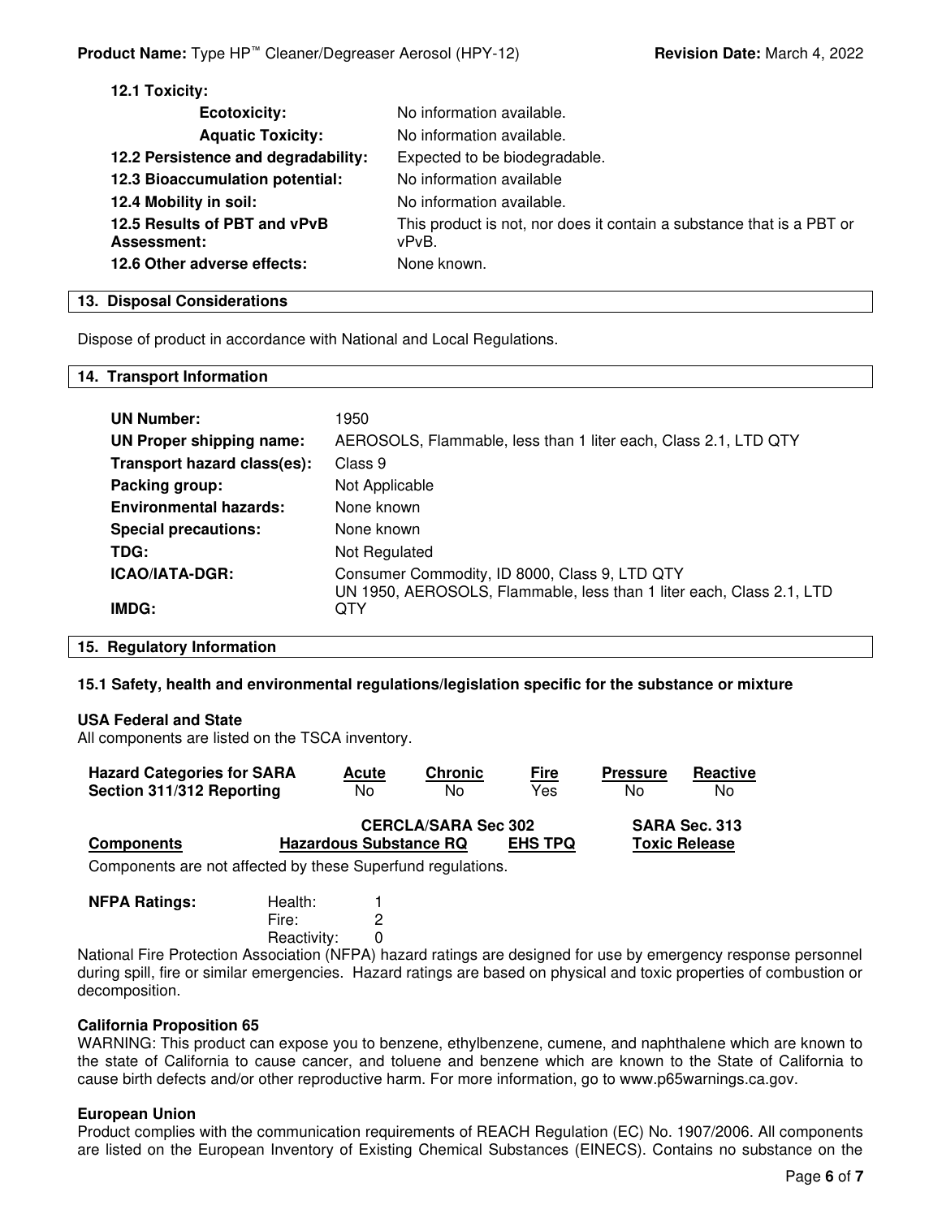**12.1 Toxicity:**

| | |
|---|---|
| **Ecotoxicity:** | No information available. |
| **Aquatic Toxicity:** | No information available. |
| **12.2 Persistence and degradability:** | Expected to be biodegradable. |
| **12.3 Bioaccumulation potential:** | No information available |
| **12.4 Mobility in soil:** | No information available. |
| **12.5 Results of PBT and vPvB Assessment:** | This product is not, nor does it contain a substance that is a PBT or vPvB. |
| **12.6 Other adverse effects:** | None known. |

## 13. Disposal Considerations

Dispose of product in accordance with National and Local Regulations.

## 14. Transport Information

| | |
|---|---|
| **UN Number:** | 1950 |
| **UN Proper shipping name:** | AEROSOLS, Flammable, less than 1 liter each, Class 2.1, LTD QTY |
| **Transport hazard class(es):** | Class 9 |
| **Packing group:** | Not Applicable |
| **Environmental hazards:** | None known |
| **Special precautions:** | None known |
| **TDG:** | Not Regulated |
| **ICAO/IATA-DGR:** | Consumer Commodity, ID 8000, Class 9, LTD QTY |
| **IMDG:** | UN 1950, AEROSOLS, Flammable, less than 1 liter each, Class 2.1, LTD QTY |

## 15. Regulatory Information

**15.1 Safety, health and environmental regulations/legislation specific for the substance or mixture**

**USA Federal and State**

All components are listed on the TSCA inventory.

| Hazard Categories for SARA Section 311/312 Reporting | Acute | Chronic | Fire | Pressure | Reactive |
|---|---|---|---|---|---|
| | No | No | Yes | No | No |

| Components | CERCLA/SARA Sec 302 Hazardous Substance RQ | EHS TPQ | SARA Sec. 313 Toxic Release |
|---|---|---|---|

Components are not affected by these Superfund regulations.

| **NFPA Ratings:** | | |
|---|---|---|
| | Health: | 1 |
| | Fire: | 2 |
| | Reactivity: | 0 |

National Fire Protection Association (NFPA) hazard ratings are designed for use by emergency response personnel during spill, fire or similar emergencies. Hazard ratings are based on physical and toxic properties of combustion or decomposition.

**California Proposition 65**

WARNING: This product can expose you to benzene, ethylbenzene, cumene, and naphthalene which are known to the state of California to cause cancer, and toluene and benzene which are known to the State of California to cause birth defects and/or other reproductive harm. For more information, go to www.p65warnings.ca.gov.

**European Union**

Product complies with the communication requirements of REACH Regulation (EC) No. 1907/2006. All components are listed on the European Inventory of Existing Chemical Substances (EINECS). Contains no substance on the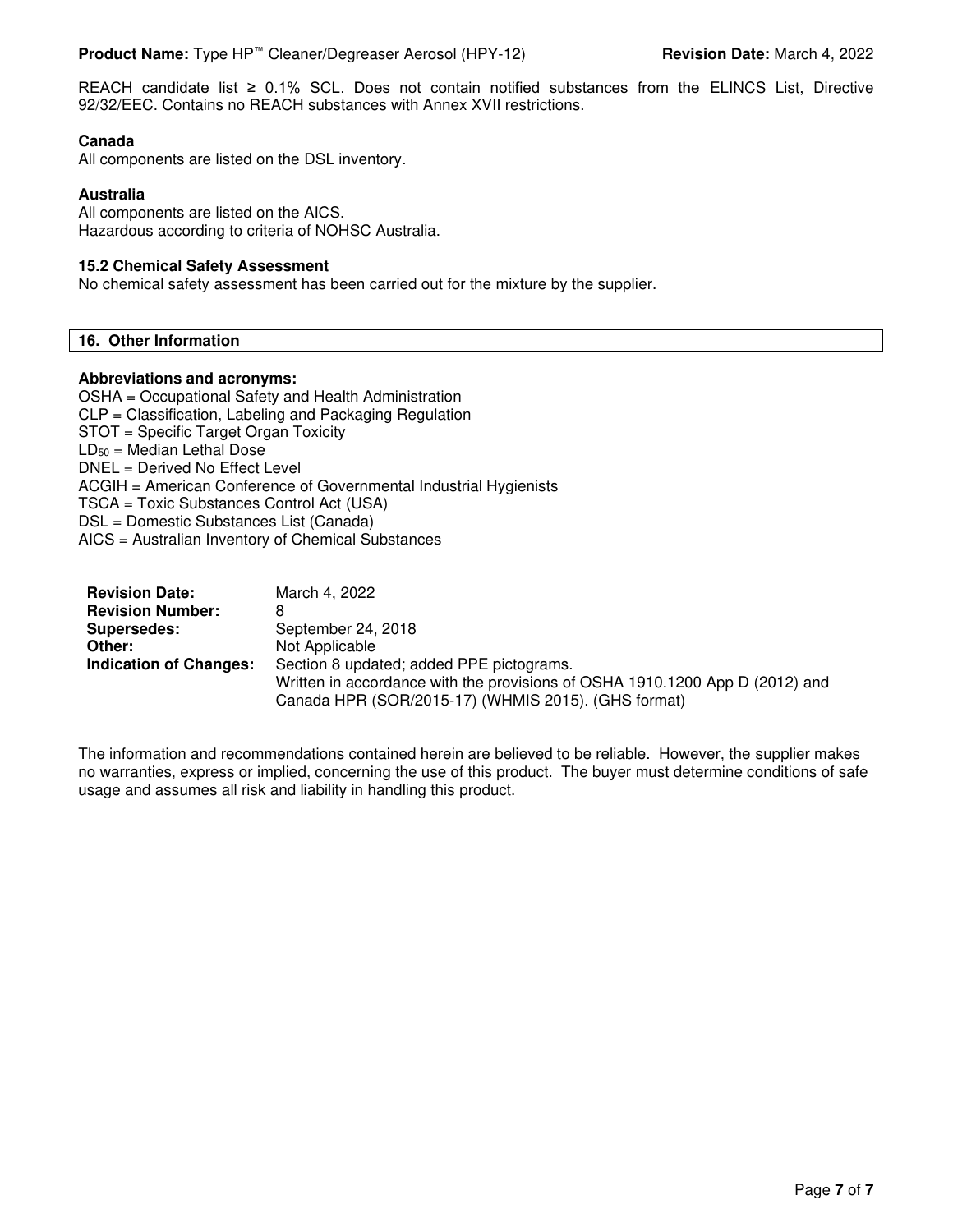REACH candidate list ≥ 0.1% SCL. Does not contain notified substances from the ELINCS List, Directive 92/32/EEC. Contains no REACH substances with Annex XVII restrictions.

**Canada**
All components are listed on the DSL inventory.

**Australia**
All components are listed on the AICS.
Hazardous according to criteria of NOHSC Australia.

### 15.2 Chemical Safety Assessment

No chemical safety assessment has been carried out for the mixture by the supplier.

## 16. Other Information

**Abbreviations and acronyms:**
OSHA = Occupational Safety and Health Administration
CLP = Classification, Labeling and Packaging Regulation
STOT = Specific Target Organ Toxicity
$LD_{50}$ = Median Lethal Dose
DNEL = Derived No Effect Level
ACGIH = American Conference of Governmental Industrial Hygienists
TSCA = Toxic Substances Control Act (USA)
DSL = Domestic Substances List (Canada)
AICS = Australian Inventory of Chemical Substances

| | |
|---|---|
| **Revision Date:** | March 4, 2022 |
| **Revision Number:** | 8 |
| **Supersedes:** | September 24, 2018 |
| **Other:** | Not Applicable |
| **Indication of Changes:** | Section 8 updated; added PPE pictograms. Written in accordance with the provisions of OSHA 1910.1200 App D (2012) and Canada HPR (SOR/2015-17) (WHMIS 2015). (GHS format) |

The information and recommendations contained herein are believed to be reliable. However, the supplier makes no warranties, express or implied, concerning the use of this product. The buyer must determine conditions of safe usage and assumes all risk and liability in handling this product.